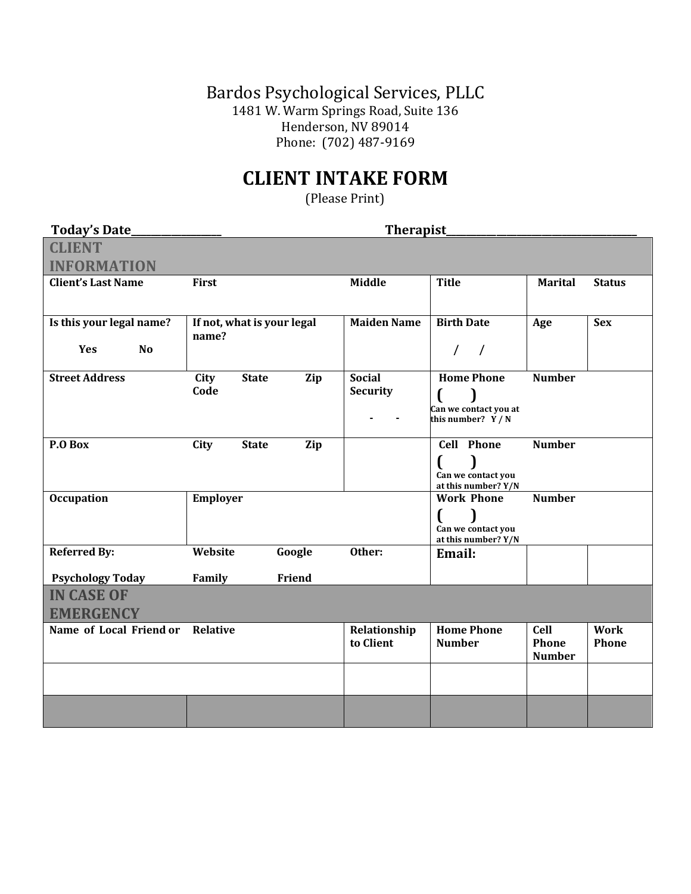Bardos Psychological Services, PLLC
1481 W. Warm Springs Road, Suite 136
Henderson, NV 89014
Phone: (702) 487-9169

# CLIENT INTAKE FORM

(Please Print)

**Today's Date**________________ **Therapist**___________________________________

| **CLIENT INFORMATION** | | | | | |
|---|---|---|---|---|---|
| **Client's Last Name** | **First** | **Middle** | **Title** | **Marital** | **Status** |
| **Is this your legal name?** Yes No | **If not, what is your legal name?** | **Maiden Name** | **Birth Date** / / | **Age** | **Sex** |
| **Street Address** | **City State Zip Code** | **Social Security** - - | **Home Phone Number** ( ) Can we contact you at this number? Y / N | | |
| **P.O Box** | **City State Zip** | | **Cell Phone Number** ( ) Can we contact you at this number? Y/N | | |
| **Occupation** | **Employer** | | **Work Phone Number** ( ) Can we contact you at this number? Y/N | | |
| **Referred By:** Psychology Today | **Website Google** Family Friend | **Other:** | **Email:** | | |
| **IN CASE OF EMERGENCY** | | | | | |
| **Name of Local Friend or** | **Relative** | **Relationship to Client** | **Home Phone Number** | **Cell Phone Number** | **Work Phone** |
| | | | | | |
| | | | | | |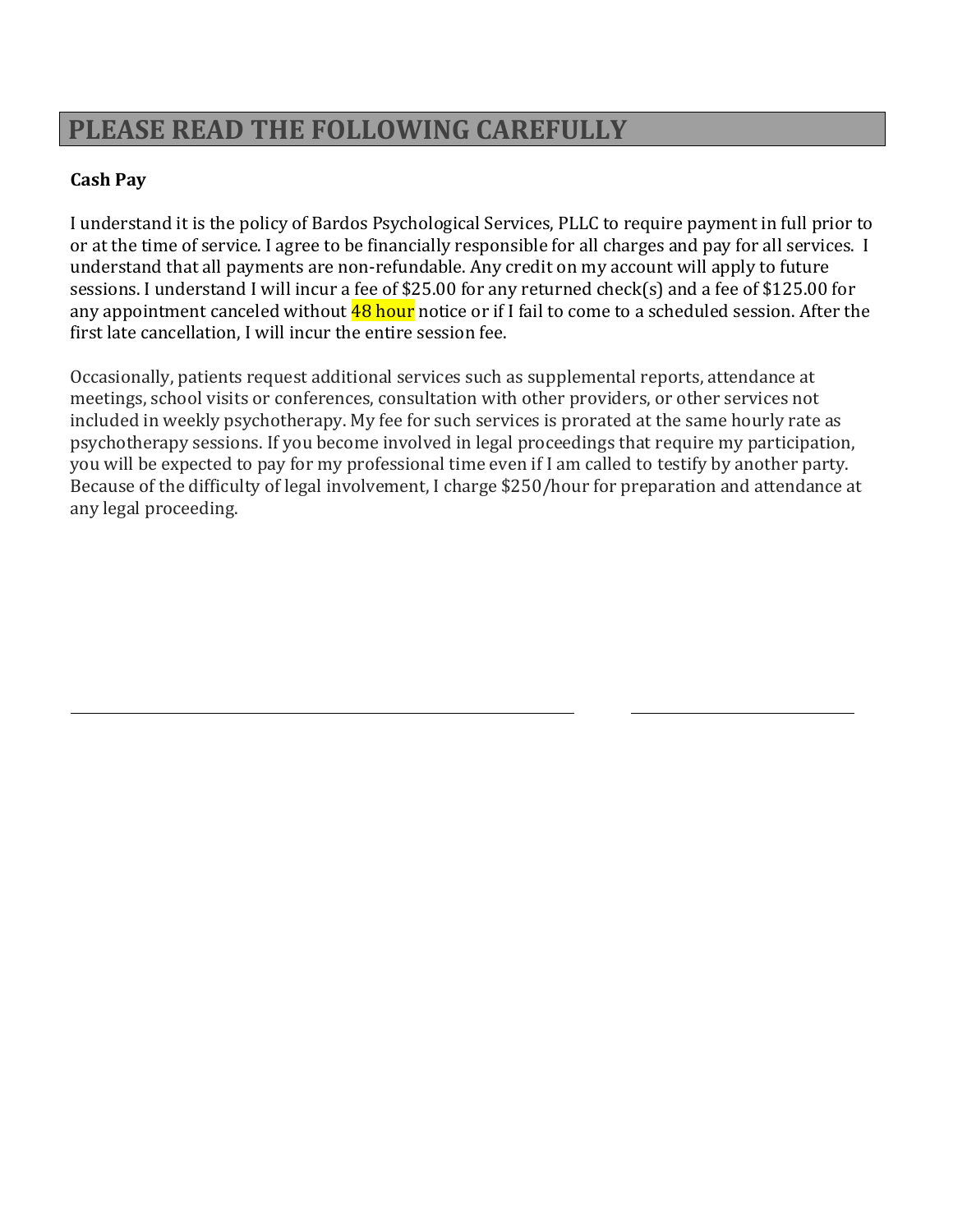## PLEASE READ THE FOLLOWING CAREFULLY

**Cash Pay**

I understand it is the policy of Bardos Psychological Services, PLLC to require payment in full prior to or at the time of service. I agree to be financially responsible for all charges and pay for all services. I understand that all payments are non-refundable. Any credit on my account will apply to future sessions. I understand I will incur a fee of $25.00 for any returned check(s) and a fee of $125.00 for any appointment canceled without 48 hour notice or if I fail to come to a scheduled session. After the first late cancellation, I will incur the entire session fee.

Occasionally, patients request additional services such as supplemental reports, attendance at meetings, school visits or conferences, consultation with other providers, or other services not included in weekly psychotherapy. My fee for such services is prorated at the same hourly rate as psychotherapy sessions. If you become involved in legal proceedings that require my participation, you will be expected to pay for my professional time even if I am called to testify by another party. Because of the difficulty of legal involvement, I charge $250/hour for preparation and attendance at any legal proceeding.

\_\_\_\_\_\_\_\_\_\_\_\_\_\_\_\_\_\_\_\_\_\_\_\_\_\_\_\_\_\_\_\_\_\_\_\_\_\_\_\_ \_\_\_\_\_\_\_\_\_\_\_\_\_\_\_\_\_\_\_\_